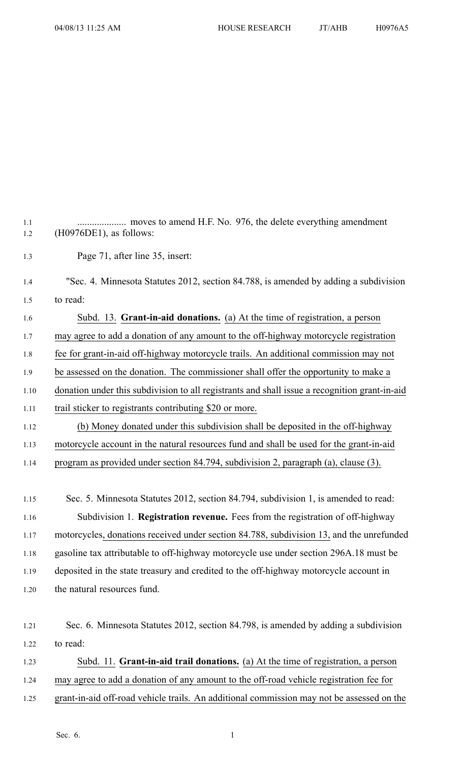.................... moves to amend H.F. No. 976, the delete everything amendment (H0976DE1), as follows:

Page 71, after line 35, insert:

"Sec. 4. Minnesota Statutes 2012, section 84.788, is amended by adding a subdivision to read:

Subd. 13. **Grant-in-aid donations.** (a) At the time of registration, a person may agree to add a donation of any amount to the off-highway motorcycle registration fee for grant-in-aid off-highway motorcycle trails. An additional commission may not be assessed on the donation. The commissioner shall offer the opportunity to make a donation under this subdivision to all registrants and shall issue a recognition grant-in-aid trail sticker to registrants contributing $20 or more.

(b) Money donated under this subdivision shall be deposited in the off-highway motorcycle account in the natural resources fund and shall be used for the grant-in-aid program as provided under section 84.794, subdivision 2, paragraph (a), clause (3).

Sec. 5. Minnesota Statutes 2012, section 84.794, subdivision 1, is amended to read:

Subdivision 1. **Registration revenue.** Fees from the registration of off-highway motorcycles, donations received under section 84.788, subdivision 13, and the unrefunded gasoline tax attributable to off-highway motorcycle use under section 296A.18 must be deposited in the state treasury and credited to the off-highway motorcycle account in the natural resources fund.

Sec. 6. Minnesota Statutes 2012, section 84.798, is amended by adding a subdivision to read:

Subd. 11. **Grant-in-aid trail donations.** (a) At the time of registration, a person may agree to add a donation of any amount to the off-road vehicle registration fee for grant-in-aid off-road vehicle trails. An additional commission may not be assessed on the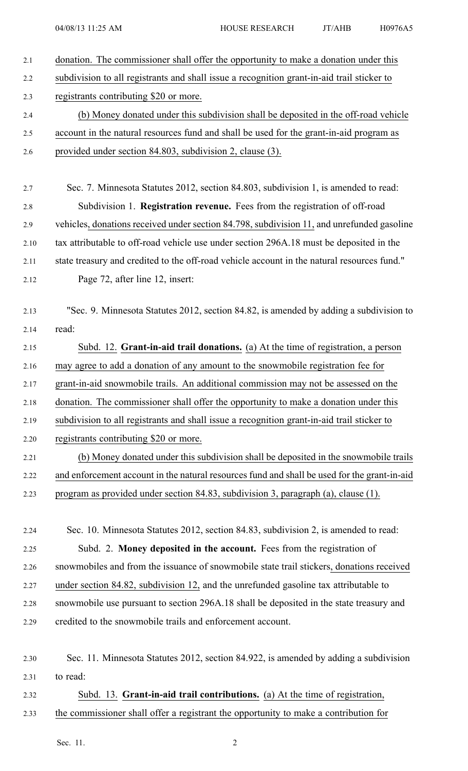donation. The commissioner shall offer the opportunity to make a donation under this subdivision to all registrants and shall issue a recognition grant-in-aid trail sticker to registrants contributing $20 or more.

(b) Money donated under this subdivision shall be deposited in the off-road vehicle account in the natural resources fund and shall be used for the grant-in-aid program as provided under section 84.803, subdivision 2, clause (3).

Sec. 7. Minnesota Statutes 2012, section 84.803, subdivision 1, is amended to read:

Subdivision 1. **Registration revenue.** Fees from the registration of off-road vehicles, donations received under section 84.798, subdivision 11, and unrefunded gasoline tax attributable to off-road vehicle use under section 296A.18 must be deposited in the state treasury and credited to the off-road vehicle account in the natural resources fund."

Page 72, after line 12, insert:

"Sec. 9. Minnesota Statutes 2012, section 84.82, is amended by adding a subdivision to read:

Subd. 12. **Grant-in-aid trail donations.** (a) At the time of registration, a person may agree to add a donation of any amount to the snowmobile registration fee for grant-in-aid snowmobile trails. An additional commission may not be assessed on the donation. The commissioner shall offer the opportunity to make a donation under this subdivision to all registrants and shall issue a recognition grant-in-aid trail sticker to registrants contributing $20 or more.

(b) Money donated under this subdivision shall be deposited in the snowmobile trails and enforcement account in the natural resources fund and shall be used for the grant-in-aid program as provided under section 84.83, subdivision 3, paragraph (a), clause (1).

Sec. 10. Minnesota Statutes 2012, section 84.83, subdivision 2, is amended to read:

Subd. 2. **Money deposited in the account.** Fees from the registration of snowmobiles and from the issuance of snowmobile state trail stickers, donations received under section 84.82, subdivision 12, and the unrefunded gasoline tax attributable to snowmobile use pursuant to section 296A.18 shall be deposited in the state treasury and credited to the snowmobile trails and enforcement account.

Sec. 11. Minnesota Statutes 2012, section 84.922, is amended by adding a subdivision to read:

Subd. 13. **Grant-in-aid trail contributions.** (a) At the time of registration, the commissioner shall offer a registrant the opportunity to make a contribution for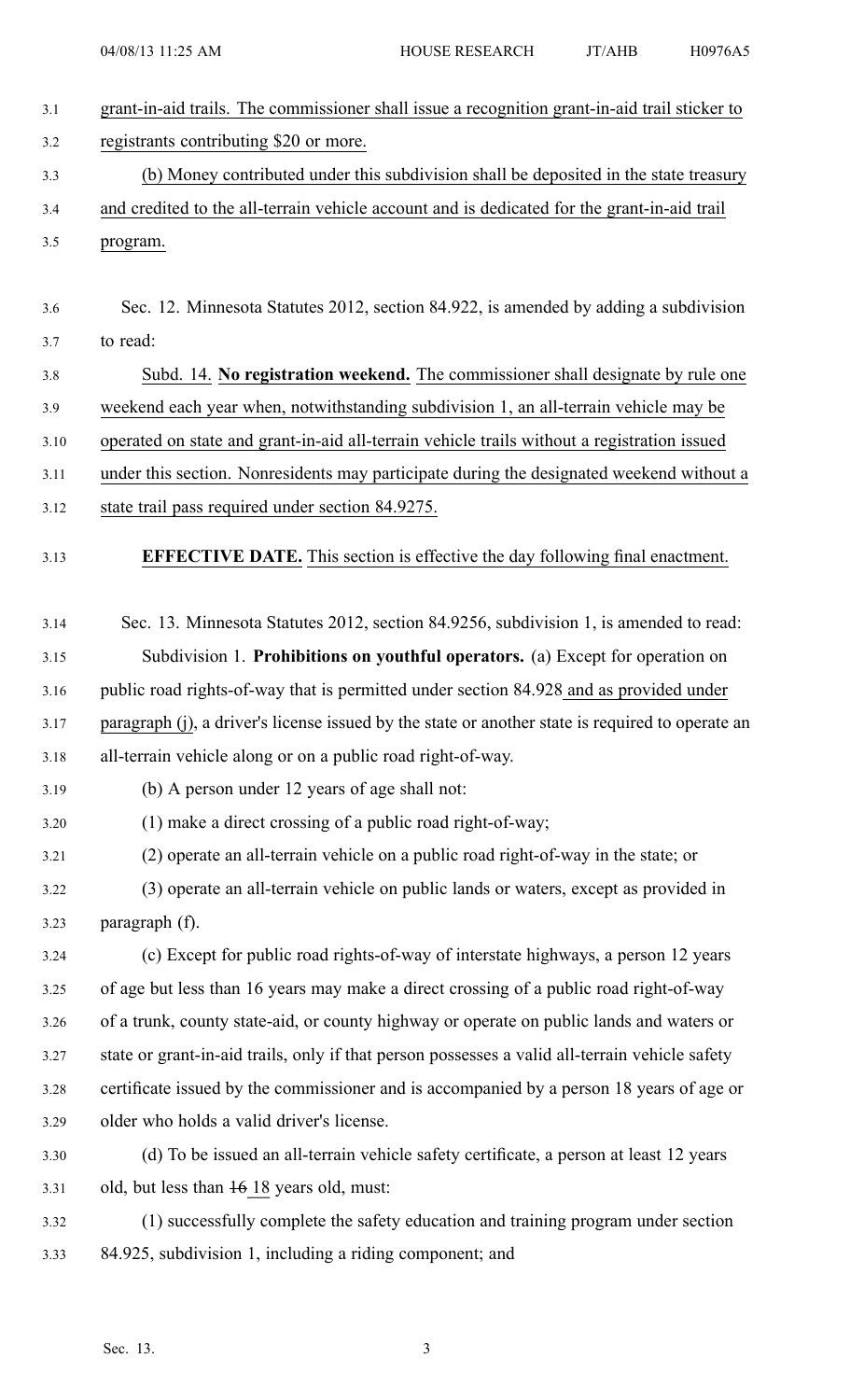grant-in-aid trails. The commissioner shall issue a recognition grant-in-aid trail sticker to registrants contributing $20 or more.

(b) Money contributed under this subdivision shall be deposited in the state treasury and credited to the all-terrain vehicle account and is dedicated for the grant-in-aid trail program.

Sec. 12. Minnesota Statutes 2012, section 84.922, is amended by adding a subdivision to read:

Subd. 14. **No registration weekend.** The commissioner shall designate by rule one weekend each year when, notwithstanding subdivision 1, an all-terrain vehicle may be operated on state and grant-in-aid all-terrain vehicle trails without a registration issued under this section. Nonresidents may participate during the designated weekend without a state trail pass required under section 84.9275.

**EFFECTIVE DATE.** This section is effective the day following final enactment.

Sec. 13. Minnesota Statutes 2012, section 84.9256, subdivision 1, is amended to read:

Subdivision 1. **Prohibitions on youthful operators.** (a) Except for operation on public road rights-of-way that is permitted under section 84.928 and as provided under paragraph (j), a driver's license issued by the state or another state is required to operate an all-terrain vehicle along or on a public road right-of-way.

(b) A person under 12 years of age shall not:

(1) make a direct crossing of a public road right-of-way;

(2) operate an all-terrain vehicle on a public road right-of-way in the state; or

(3) operate an all-terrain vehicle on public lands or waters, except as provided in paragraph (f).

(c) Except for public road rights-of-way of interstate highways, a person 12 years of age but less than 16 years may make a direct crossing of a public road right-of-way of a trunk, county state-aid, or county highway or operate on public lands and waters or state or grant-in-aid trails, only if that person possesses a valid all-terrain vehicle safety certificate issued by the commissioner and is accompanied by a person 18 years of age or older who holds a valid driver's license.

(d) To be issued an all-terrain vehicle safety certificate, a person at least 12 years old, but less than ~~16~~ 18 years old, must:

(1) successfully complete the safety education and training program under section 84.925, subdivision 1, including a riding component; and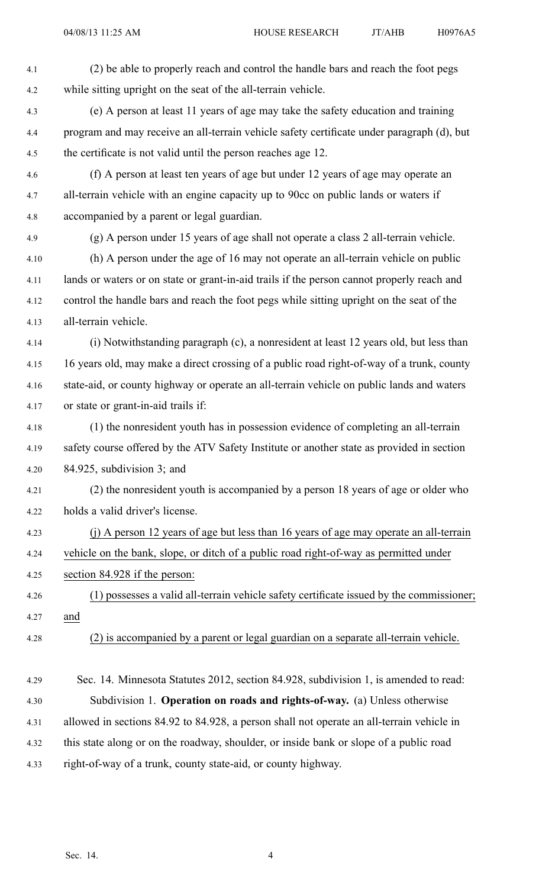(2) be able to properly reach and control the handle bars and reach the foot pegs while sitting upright on the seat of the all-terrain vehicle.

(e) A person at least 11 years of age may take the safety education and training program and may receive an all-terrain vehicle safety certificate under paragraph (d), but the certificate is not valid until the person reaches age 12.

(f) A person at least ten years of age but under 12 years of age may operate an all-terrain vehicle with an engine capacity up to 90cc on public lands or waters if accompanied by a parent or legal guardian.

(g) A person under 15 years of age shall not operate a class 2 all-terrain vehicle.

(h) A person under the age of 16 may not operate an all-terrain vehicle on public lands or waters or on state or grant-in-aid trails if the person cannot properly reach and control the handle bars and reach the foot pegs while sitting upright on the seat of the all-terrain vehicle.

(i) Notwithstanding paragraph (c), a nonresident at least 12 years old, but less than 16 years old, may make a direct crossing of a public road right-of-way of a trunk, county state-aid, or county highway or operate an all-terrain vehicle on public lands and waters or state or grant-in-aid trails if:

(1) the nonresident youth has in possession evidence of completing an all-terrain safety course offered by the ATV Safety Institute or another state as provided in section 84.925, subdivision 3; and

(2) the nonresident youth is accompanied by a person 18 years of age or older who holds a valid driver's license.

(j) A person 12 years of age but less than 16 years of age may operate an all-terrain vehicle on the bank, slope, or ditch of a public road right-of-way as permitted under section 84.928 if the person:

(1) possesses a valid all-terrain vehicle safety certificate issued by the commissioner; and

(2) is accompanied by a parent or legal guardian on a separate all-terrain vehicle.

Sec. 14. Minnesota Statutes 2012, section 84.928, subdivision 1, is amended to read:

Subdivision 1. **Operation on roads and rights-of-way.** (a) Unless otherwise allowed in sections 84.92 to 84.928, a person shall not operate an all-terrain vehicle in this state along or on the roadway, shoulder, or inside bank or slope of a public road right-of-way of a trunk, county state-aid, or county highway.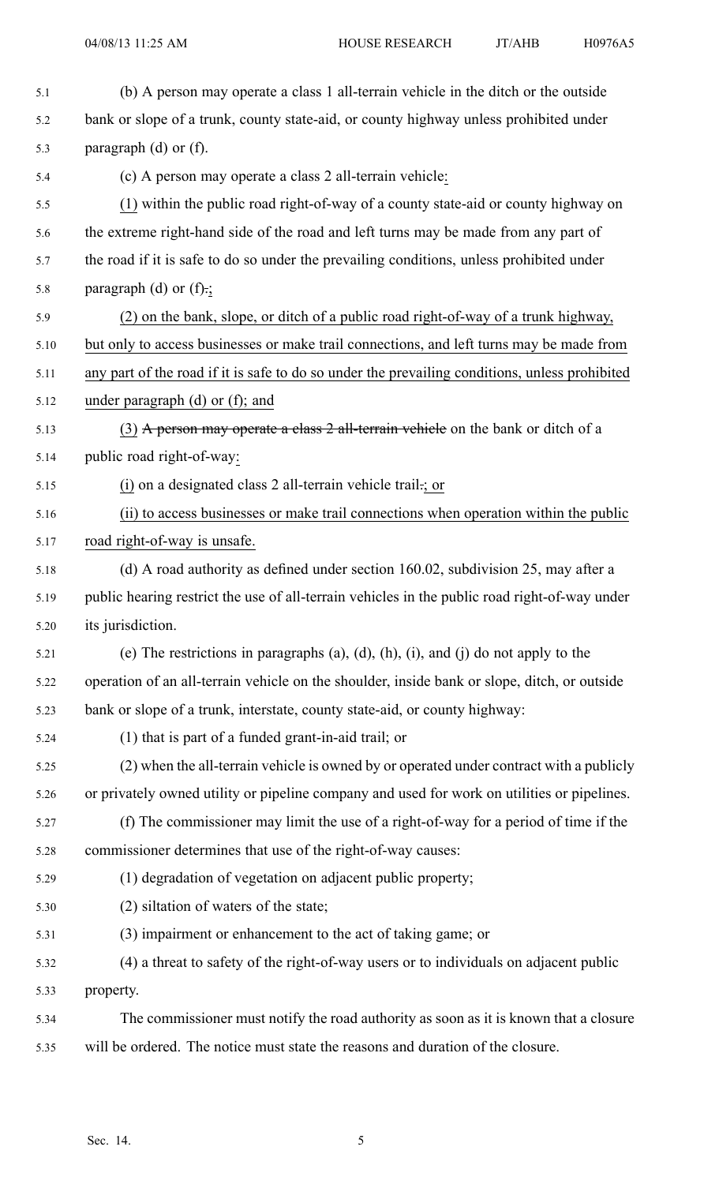(b) A person may operate a class 1 all-terrain vehicle in the ditch or the outside bank or slope of a trunk, county state-aid, or county highway unless prohibited under paragraph (d) or (f).

(c) A person may operate a class 2 all-terrain vehicle:

(1) within the public road right-of-way of a county state-aid or county highway on the extreme right-hand side of the road and left turns may be made from any part of the road if it is safe to do so under the prevailing conditions, unless prohibited under paragraph (d) or (f).;

(2) on the bank, slope, or ditch of a public road right-of-way of a trunk highway, but only to access businesses or make trail connections, and left turns may be made from any part of the road if it is safe to do so under the prevailing conditions, unless prohibited under paragraph (d) or (f); and

(3) ~~A person may operate a class 2 all-terrain vehicle~~ on the bank or ditch of a public road right-of-way:

(i) on a designated class 2 all-terrain vehicle trail.; or

(ii) to access businesses or make trail connections when operation within the public road right-of-way is unsafe.

(d) A road authority as defined under section 160.02, subdivision 25, may after a public hearing restrict the use of all-terrain vehicles in the public road right-of-way under its jurisdiction.

(e) The restrictions in paragraphs (a), (d), (h), (i), and (j) do not apply to the operation of an all-terrain vehicle on the shoulder, inside bank or slope, ditch, or outside bank or slope of a trunk, interstate, county state-aid, or county highway:

(1) that is part of a funded grant-in-aid trail; or

(2) when the all-terrain vehicle is owned by or operated under contract with a publicly or privately owned utility or pipeline company and used for work on utilities or pipelines.

(f) The commissioner may limit the use of a right-of-way for a period of time if the commissioner determines that use of the right-of-way causes:

(1) degradation of vegetation on adjacent public property;

(2) siltation of waters of the state;

(3) impairment or enhancement to the act of taking game; or

(4) a threat to safety of the right-of-way users or to individuals on adjacent public property.

The commissioner must notify the road authority as soon as it is known that a closure will be ordered. The notice must state the reasons and duration of the closure.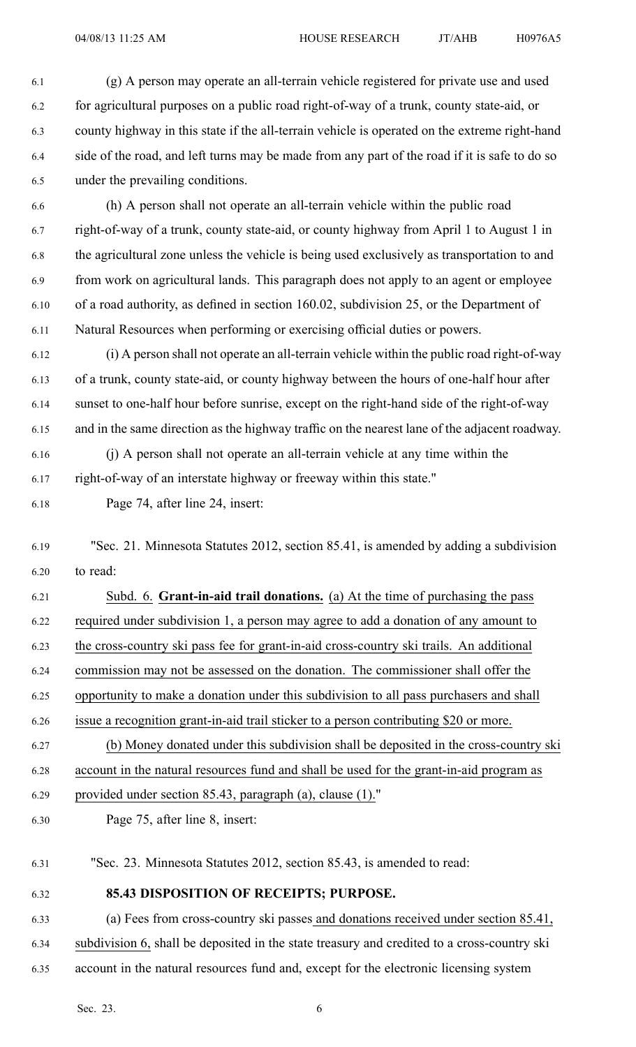(g) A person may operate an all-terrain vehicle registered for private use and used for agricultural purposes on a public road right-of-way of a trunk, county state-aid, or county highway in this state if the all-terrain vehicle is operated on the extreme right-hand side of the road, and left turns may be made from any part of the road if it is safe to do so under the prevailing conditions.

(h) A person shall not operate an all-terrain vehicle within the public road right-of-way of a trunk, county state-aid, or county highway from April 1 to August 1 in the agricultural zone unless the vehicle is being used exclusively as transportation to and from work on agricultural lands. This paragraph does not apply to an agent or employee of a road authority, as defined in section 160.02, subdivision 25, or the Department of Natural Resources when performing or exercising official duties or powers.

(i) A person shall not operate an all-terrain vehicle within the public road right-of-way of a trunk, county state-aid, or county highway between the hours of one-half hour after sunset to one-half hour before sunrise, except on the right-hand side of the right-of-way and in the same direction as the highway traffic on the nearest lane of the adjacent roadway.

(j) A person shall not operate an all-terrain vehicle at any time within the right-of-way of an interstate highway or freeway within this state."

Page 74, after line 24, insert:

"Sec. 21. Minnesota Statutes 2012, section 85.41, is amended by adding a subdivision to read:

Subd. 6. **Grant-in-aid trail donations.** (a) At the time of purchasing the pass required under subdivision 1, a person may agree to add a donation of any amount to the cross-country ski pass fee for grant-in-aid cross-country ski trails. An additional commission may not be assessed on the donation. The commissioner shall offer the opportunity to make a donation under this subdivision to all pass purchasers and shall issue a recognition grant-in-aid trail sticker to a person contributing $20 or more.

(b) Money donated under this subdivision shall be deposited in the cross-country ski account in the natural resources fund and shall be used for the grant-in-aid program as provided under section 85.43, paragraph (a), clause (1)."

Page 75, after line 8, insert:

"Sec. 23. Minnesota Statutes 2012, section 85.43, is amended to read:

**85.43 DISPOSITION OF RECEIPTS; PURPOSE.**

(a) Fees from cross-country ski passes and donations received under section 85.41, subdivision 6, shall be deposited in the state treasury and credited to a cross-country ski account in the natural resources fund and, except for the electronic licensing system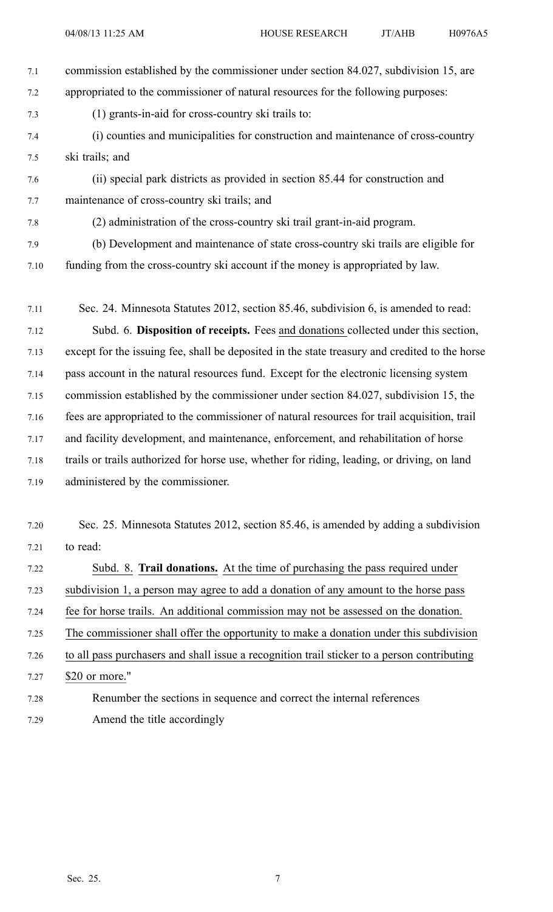commission established by the commissioner under section 84.027, subdivision 15, are appropriated to the commissioner of natural resources for the following purposes:

(1) grants-in-aid for cross-country ski trails to:

(i) counties and municipalities for construction and maintenance of cross-country ski trails; and

(ii) special park districts as provided in section 85.44 for construction and maintenance of cross-country ski trails; and

(2) administration of the cross-country ski trail grant-in-aid program.

(b) Development and maintenance of state cross-country ski trails are eligible for funding from the cross-country ski account if the money is appropriated by law.

Sec. 24. Minnesota Statutes 2012, section 85.46, subdivision 6, is amended to read:

Subd. 6. **Disposition of receipts.** Fees and donations collected under this section, except for the issuing fee, shall be deposited in the state treasury and credited to the horse pass account in the natural resources fund. Except for the electronic licensing system commission established by the commissioner under section 84.027, subdivision 15, the fees are appropriated to the commissioner of natural resources for trail acquisition, trail and facility development, and maintenance, enforcement, and rehabilitation of horse trails or trails authorized for horse use, whether for riding, leading, or driving, on land administered by the commissioner.

Sec. 25. Minnesota Statutes 2012, section 85.46, is amended by adding a subdivision to read:

Subd. 8. **Trail donations.** At the time of purchasing the pass required under subdivision 1, a person may agree to add a donation of any amount to the horse pass fee for horse trails. An additional commission may not be assessed on the donation. The commissioner shall offer the opportunity to make a donation under this subdivision to all pass purchasers and shall issue a recognition trail sticker to a person contributing $20 or more."

Renumber the sections in sequence and correct the internal references

Amend the title accordingly